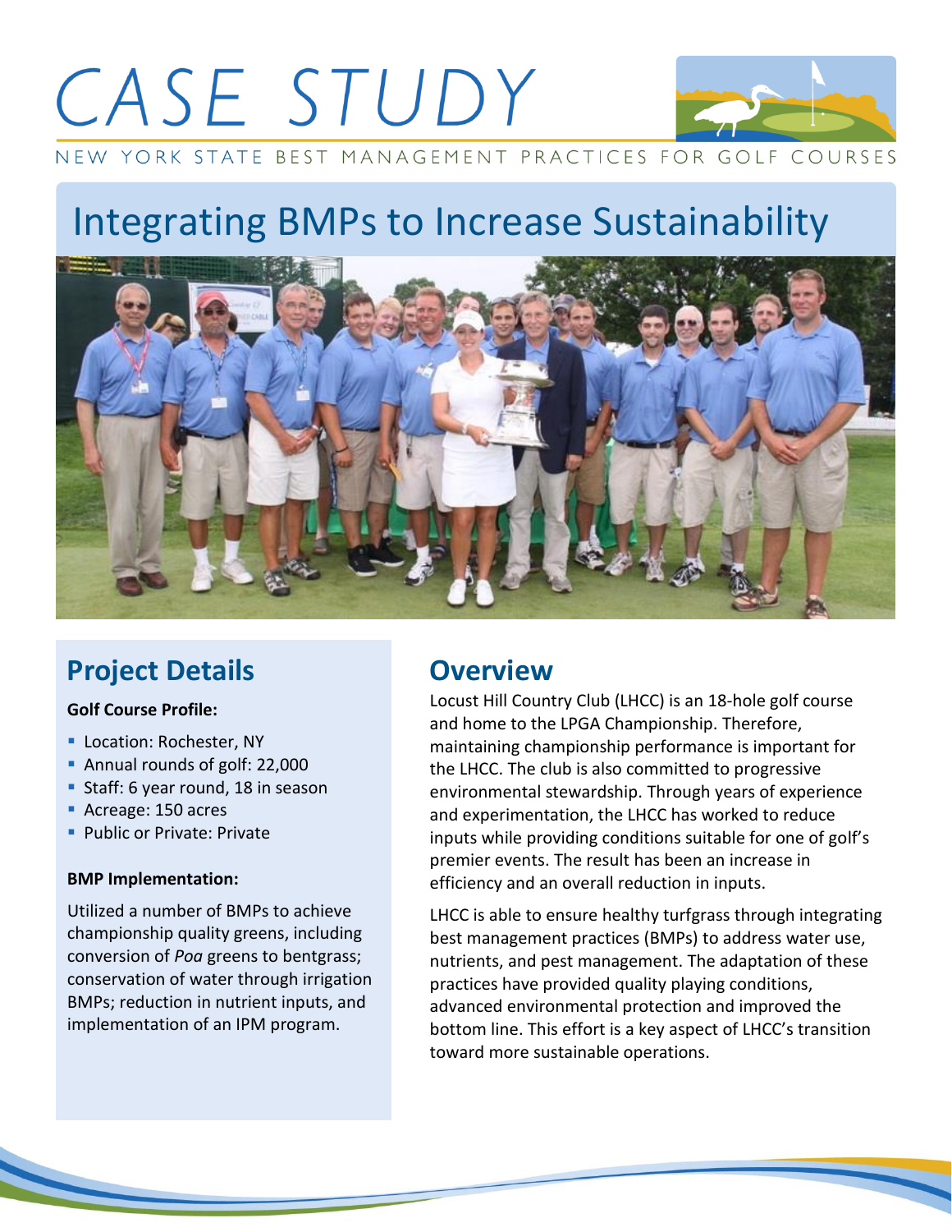# CASE STUDY

NEW YORK STATE BEST MANAGEMENT PRACTICES FOR GOLF COURSES

## Integrating BMPs to Increase Sustainability

## Project Details

**Golf Course Profile:**

- Location: Rochester, NY
- Annual rounds of golf: 22,000
- Staff: 6 year round, 18 in season
- Acreage: 150 acres
- Public or Private: Private

**BMP Implementation:**

Utilized a number of BMPs to achieve championship quality greens, including conversion of *Poa* greens to bentgrass; conservation of water through irrigation BMPs; reduction in nutrient inputs, and implementation of an IPM program.

## Overview

Locust Hill Country Club (LHCC) is an 18-hole golf course and home to the LPGA Championship. Therefore, maintaining championship performance is important for the LHCC. The club is also committed to progressive environmental stewardship. Through years of experience and experimentation, the LHCC has worked to reduce inputs while providing conditions suitable for one of golf's premier events. The result has been an increase in efficiency and an overall reduction in inputs.

LHCC is able to ensure healthy turfgrass through integrating best management practices (BMPs) to address water use, nutrients, and pest management. The adaptation of these practices have provided quality playing conditions, advanced environmental protection and improved the bottom line. This effort is a key aspect of LHCC's transition toward more sustainable operations.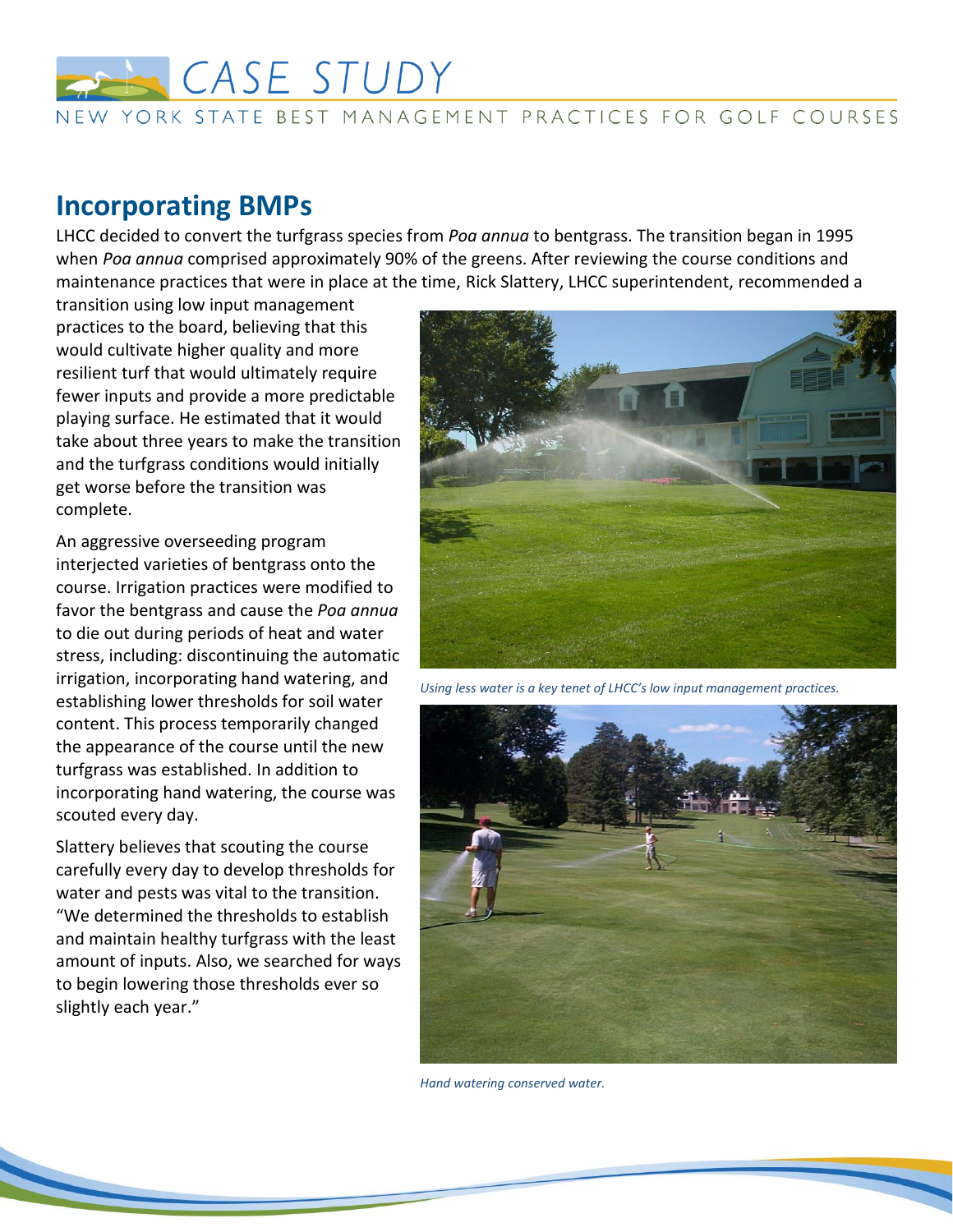## Incorporating BMPs

LHCC decided to convert the turfgrass species from *Poa annua* to bentgrass. The transition began in 1995 when *Poa annua* comprised approximately 90% of the greens. After reviewing the course conditions and maintenance practices that were in place at the time, Rick Slattery, LHCC superintendent, recommended a transition using low input management practices to the board, believing that this would cultivate higher quality and more resilient turf that would ultimately require fewer inputs and provide a more predictable playing surface. He estimated that it would take about three years to make the transition and the turfgrass conditions would initially get worse before the transition was complete.

An aggressive overseeding program interjected varieties of bentgrass onto the course. Irrigation practices were modified to favor the bentgrass and cause the *Poa annua* to die out during periods of heat and water stress, including: discontinuing the automatic irrigation, incorporating hand watering, and establishing lower thresholds for soil water content. This process temporarily changed the appearance of the course until the new turfgrass was established. In addition to incorporating hand watering, the course was scouted every day.

Slattery believes that scouting the course carefully every day to develop thresholds for water and pests was vital to the transition. "We determined the thresholds to establish and maintain healthy turfgrass with the least amount of inputs. Also, we searched for ways to begin lowering those thresholds ever so slightly each year."

*Using less water is a key tenet of LHCC's low input management practices.*

*Hand watering conserved water.*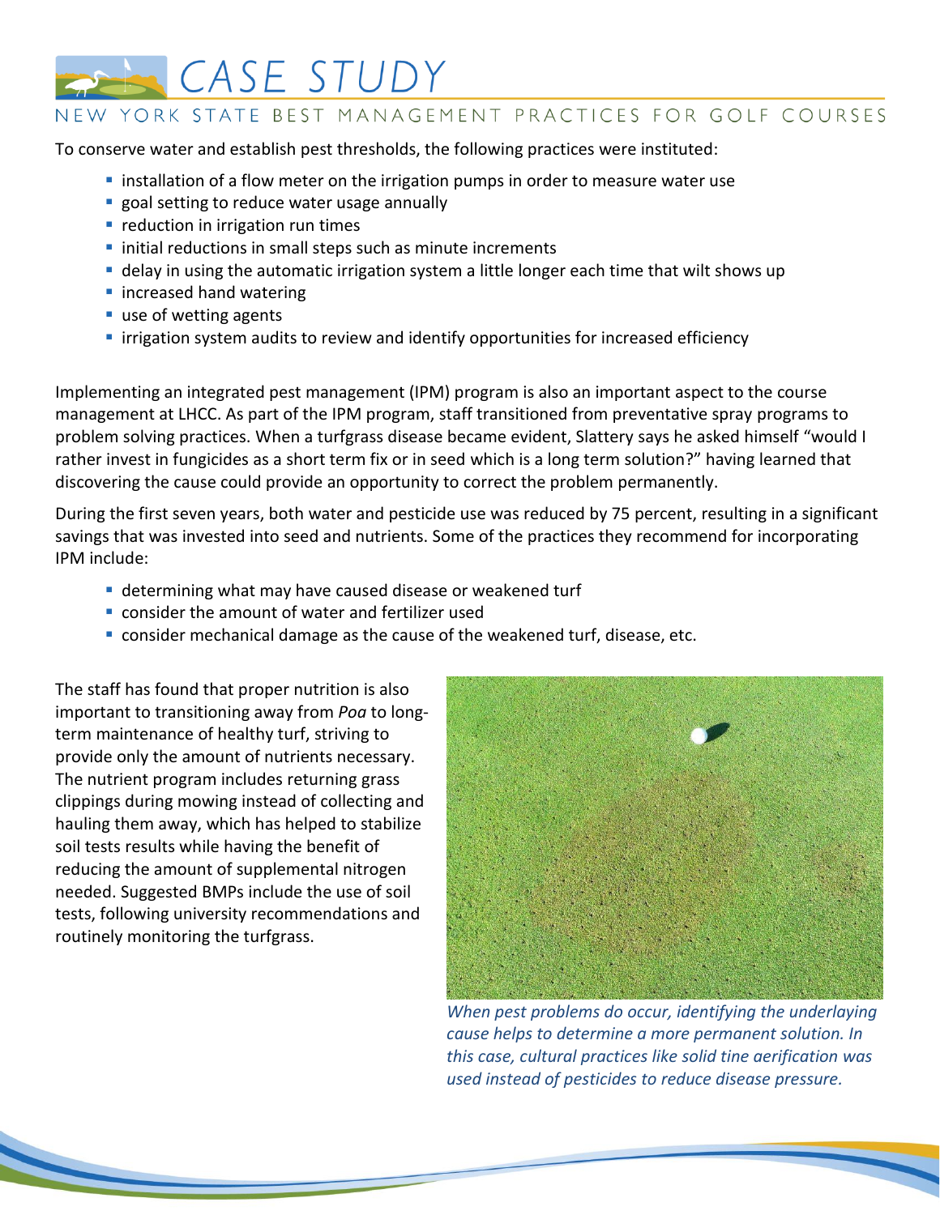To conserve water and establish pest thresholds, the following practices were instituted:

- installation of a flow meter on the irrigation pumps in order to measure water use
- goal setting to reduce water usage annually
- reduction in irrigation run times
- initial reductions in small steps such as minute increments
- delay in using the automatic irrigation system a little longer each time that wilt shows up
- increased hand watering
- use of wetting agents
- irrigation system audits to review and identify opportunities for increased efficiency

Implementing an integrated pest management (IPM) program is also an important aspect to the course management at LHCC. As part of the IPM program, staff transitioned from preventative spray programs to problem solving practices. When a turfgrass disease became evident, Slattery says he asked himself "would I rather invest in fungicides as a short term fix or in seed which is a long term solution?" having learned that discovering the cause could provide an opportunity to correct the problem permanently.

During the first seven years, both water and pesticide use was reduced by 75 percent, resulting in a significant savings that was invested into seed and nutrients. Some of the practices they recommend for incorporating IPM include:

- determining what may have caused disease or weakened turf
- consider the amount of water and fertilizer used
- consider mechanical damage as the cause of the weakened turf, disease, etc.

The staff has found that proper nutrition is also important to transitioning away from *Poa* to long-term maintenance of healthy turf, striving to provide only the amount of nutrients necessary. The nutrient program includes returning grass clippings during mowing instead of collecting and hauling them away, which has helped to stabilize soil tests results while having the benefit of reducing the amount of supplemental nitrogen needed. Suggested BMPs include the use of soil tests, following university recommendations and routinely monitoring the turfgrass.

*When pest problems do occur, identifying the underlaying cause helps to determine a more permanent solution. In this case, cultural practices like solid tine aerification was used instead of pesticides to reduce disease pressure.*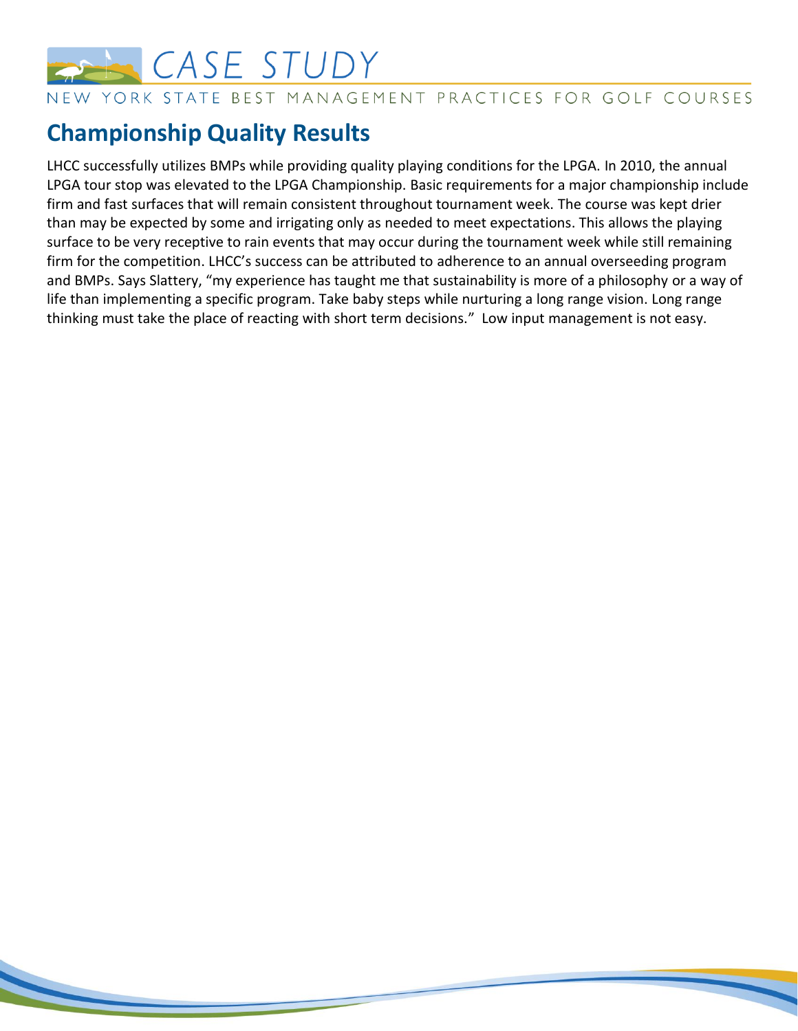## Championship Quality Results

LHCC successfully utilizes BMPs while providing quality playing conditions for the LPGA. In 2010, the annual LPGA tour stop was elevated to the LPGA Championship. Basic requirements for a major championship include firm and fast surfaces that will remain consistent throughout tournament week. The course was kept drier than may be expected by some and irrigating only as needed to meet expectations. This allows the playing surface to be very receptive to rain events that may occur during the tournament week while still remaining firm for the competition. LHCC's success can be attributed to adherence to an annual overseeding program and BMPs. Says Slattery, "my experience has taught me that sustainability is more of a philosophy or a way of life than implementing a specific program. Take baby steps while nurturing a long range vision. Long range thinking must take the place of reacting with short term decisions." Low input management is not easy.